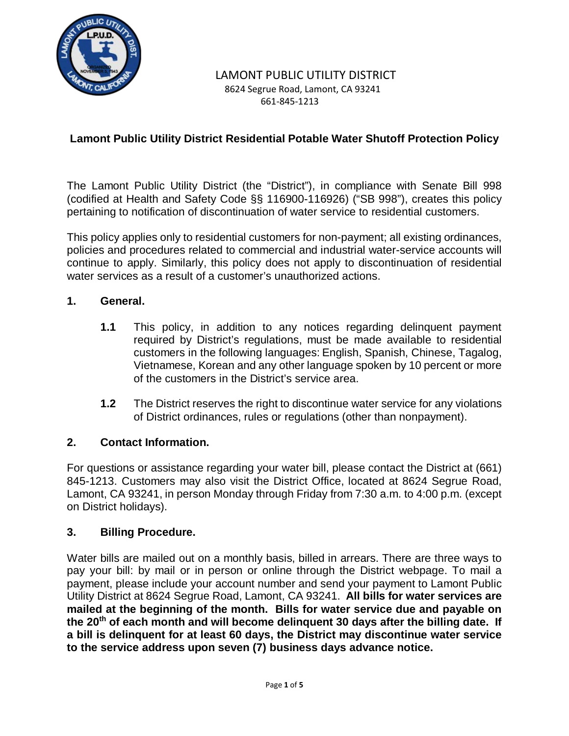LAMONT PUBLIC UTILITY DISTRICT
8624 Segrue Road, Lamont, CA 93241
661-845-1213

# Lamont Public Utility District Residential Potable Water Shutoff Protection Policy

The Lamont Public Utility District (the "District"), in compliance with Senate Bill 998 (codified at Health and Safety Code §§ 116900-116926) ("SB 998"), creates this policy pertaining to notification of discontinuation of water service to residential customers.

This policy applies only to residential customers for non-payment; all existing ordinances, policies and procedures related to commercial and industrial water-service accounts will continue to apply. Similarly, this policy does not apply to discontinuation of residential water services as a result of a customer's unauthorized actions.

## 1. General.

**1.1** This policy, in addition to any notices regarding delinquent payment required by District's regulations, must be made available to residential customers in the following languages: English, Spanish, Chinese, Tagalog, Vietnamese, Korean and any other language spoken by 10 percent or more of the customers in the District's service area.

**1.2** The District reserves the right to discontinue water service for any violations of District ordinances, rules or regulations (other than nonpayment).

## 2. Contact Information.

For questions or assistance regarding your water bill, please contact the District at (661) 845-1213. Customers may also visit the District Office, located at 8624 Segrue Road, Lamont, CA 93241, in person Monday through Friday from 7:30 a.m. to 4:00 p.m. (except on District holidays).

## 3. Billing Procedure.

Water bills are mailed out on a monthly basis, billed in arrears. There are three ways to pay your bill: by mail or in person or online through the District webpage. To mail a payment, please include your account number and send your payment to Lamont Public Utility District at 8624 Segrue Road, Lamont, CA 93241. **All bills for water services are mailed at the beginning of the month. Bills for water service due and payable on the 20th of each month and will become delinquent 30 days after the billing date. If a bill is delinquent for at least 60 days, the District may discontinue water service to the service address upon seven (7) business days advance notice.**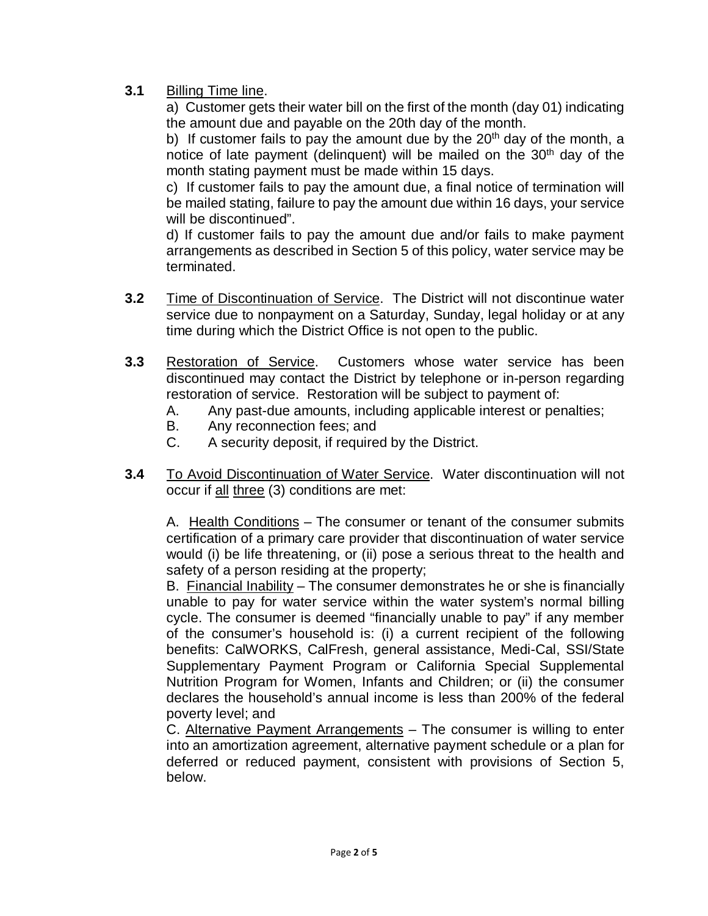**3.1** Billing Time line.

a) Customer gets their water bill on the first of the month (day 01) indicating the amount due and payable on the 20th day of the month.

b) If customer fails to pay the amount due by the 20th day of the month, a notice of late payment (delinquent) will be mailed on the 30th day of the month stating payment must be made within 15 days.

c) If customer fails to pay the amount due, a final notice of termination will be mailed stating, failure to pay the amount due within 16 days, your service will be discontinued".

d) If customer fails to pay the amount due and/or fails to make payment arrangements as described in Section 5 of this policy, water service may be terminated.

**3.2** Time of Discontinuation of Service. The District will not discontinue water service due to nonpayment on a Saturday, Sunday, legal holiday or at any time during which the District Office is not open to the public.

**3.3** Restoration of Service. Customers whose water service has been discontinued may contact the District by telephone or in-person regarding restoration of service. Restoration will be subject to payment of:

A. Any past-due amounts, including applicable interest or penalties;
B. Any reconnection fees; and
C. A security deposit, if required by the District.

**3.4** To Avoid Discontinuation of Water Service. Water discontinuation will not occur if all three (3) conditions are met:

A. Health Conditions – The consumer or tenant of the consumer submits certification of a primary care provider that discontinuation of water service would (i) be life threatening, or (ii) pose a serious threat to the health and safety of a person residing at the property;

B. Financial Inability – The consumer demonstrates he or she is financially unable to pay for water service within the water system's normal billing cycle. The consumer is deemed "financially unable to pay" if any member of the consumer's household is: (i) a current recipient of the following benefits: CalWORKS, CalFresh, general assistance, Medi-Cal, SSI/State Supplementary Payment Program or California Special Supplemental Nutrition Program for Women, Infants and Children; or (ii) the consumer declares the household's annual income is less than 200% of the federal poverty level; and

C. Alternative Payment Arrangements – The consumer is willing to enter into an amortization agreement, alternative payment schedule or a plan for deferred or reduced payment, consistent with provisions of Section 5, below.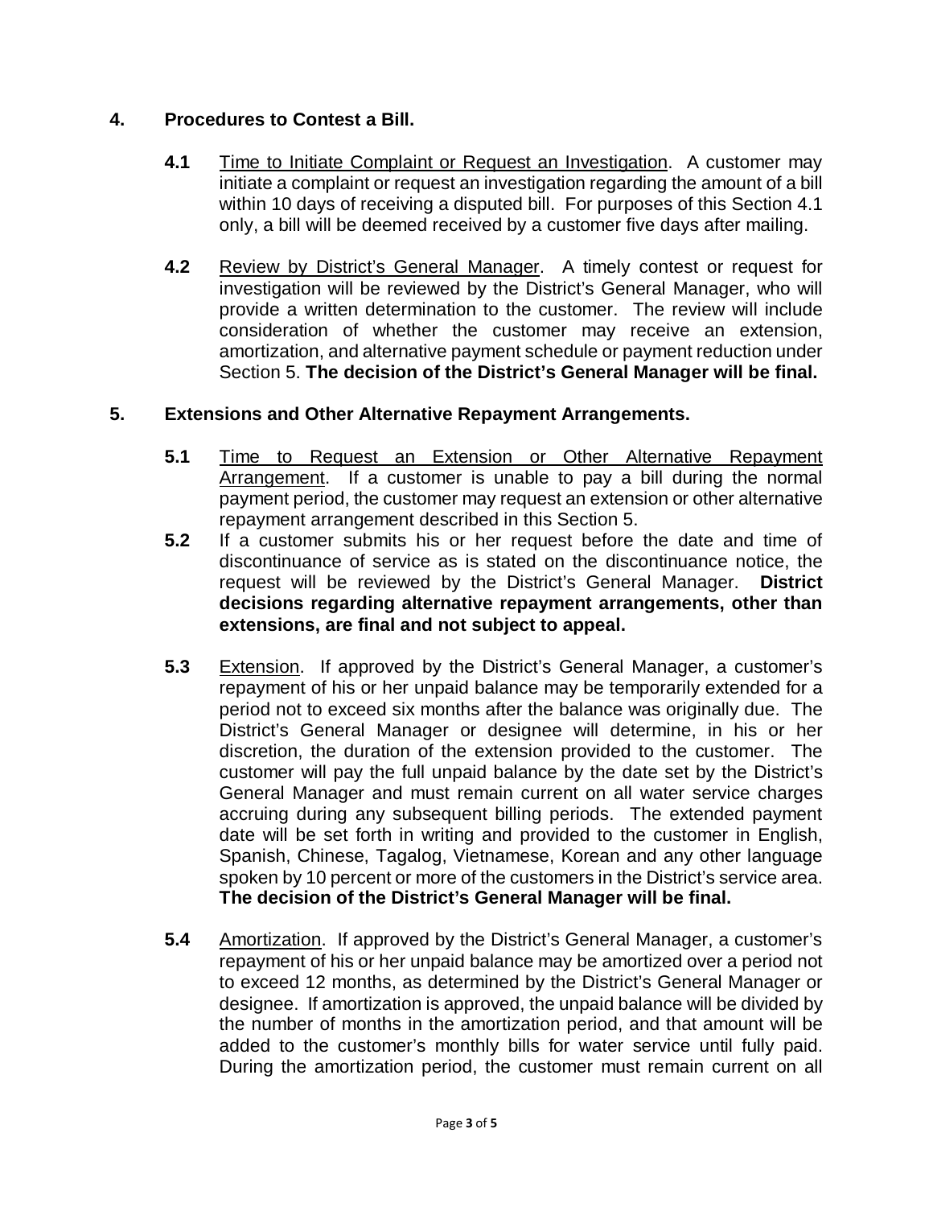## 4. Procedures to Contest a Bill.

**4.1** Time to Initiate Complaint or Request an Investigation. A customer may initiate a complaint or request an investigation regarding the amount of a bill within 10 days of receiving a disputed bill. For purposes of this Section 4.1 only, a bill will be deemed received by a customer five days after mailing.

**4.2** Review by District's General Manager. A timely contest or request for investigation will be reviewed by the District's General Manager, who will provide a written determination to the customer. The review will include consideration of whether the customer may receive an extension, amortization, and alternative payment schedule or payment reduction under Section 5. **The decision of the District's General Manager will be final.**

## 5. Extensions and Other Alternative Repayment Arrangements.

**5.1** Time to Request an Extension or Other Alternative Repayment Arrangement. If a customer is unable to pay a bill during the normal payment period, the customer may request an extension or other alternative repayment arrangement described in this Section 5.

**5.2** If a customer submits his or her request before the date and time of discontinuance of service as is stated on the discontinuance notice, the request will be reviewed by the District's General Manager. **District decisions regarding alternative repayment arrangements, other than extensions, are final and not subject to appeal.**

**5.3** Extension. If approved by the District's General Manager, a customer's repayment of his or her unpaid balance may be temporarily extended for a period not to exceed six months after the balance was originally due. The District's General Manager or designee will determine, in his or her discretion, the duration of the extension provided to the customer. The customer will pay the full unpaid balance by the date set by the District's General Manager and must remain current on all water service charges accruing during any subsequent billing periods. The extended payment date will be set forth in writing and provided to the customer in English, Spanish, Chinese, Tagalog, Vietnamese, Korean and any other language spoken by 10 percent or more of the customers in the District's service area. **The decision of the District's General Manager will be final.**

**5.4** Amortization. If approved by the District's General Manager, a customer's repayment of his or her unpaid balance may be amortized over a period not to exceed 12 months, as determined by the District's General Manager or designee. If amortization is approved, the unpaid balance will be divided by the number of months in the amortization period, and that amount will be added to the customer's monthly bills for water service until fully paid. During the amortization period, the customer must remain current on all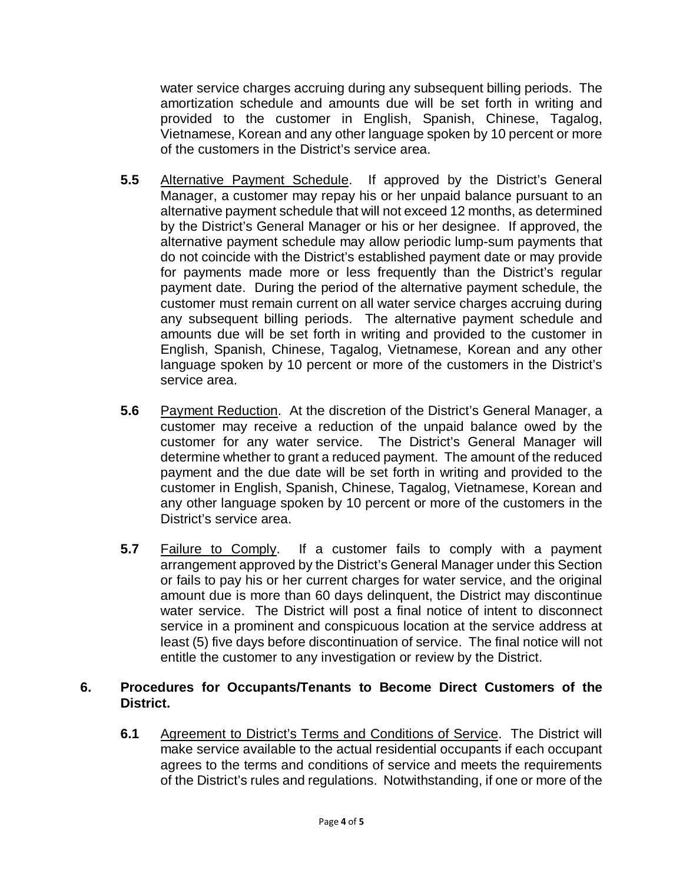water service charges accruing during any subsequent billing periods. The amortization schedule and amounts due will be set forth in writing and provided to the customer in English, Spanish, Chinese, Tagalog, Vietnamese, Korean and any other language spoken by 10 percent or more of the customers in the District's service area.

**5.5** Alternative Payment Schedule. If approved by the District's General Manager, a customer may repay his or her unpaid balance pursuant to an alternative payment schedule that will not exceed 12 months, as determined by the District's General Manager or his or her designee. If approved, the alternative payment schedule may allow periodic lump-sum payments that do not coincide with the District's established payment date or may provide for payments made more or less frequently than the District's regular payment date. During the period of the alternative payment schedule, the customer must remain current on all water service charges accruing during any subsequent billing periods. The alternative payment schedule and amounts due will be set forth in writing and provided to the customer in English, Spanish, Chinese, Tagalog, Vietnamese, Korean and any other language spoken by 10 percent or more of the customers in the District's service area.

**5.6** Payment Reduction. At the discretion of the District's General Manager, a customer may receive a reduction of the unpaid balance owed by the customer for any water service. The District's General Manager will determine whether to grant a reduced payment. The amount of the reduced payment and the due date will be set forth in writing and provided to the customer in English, Spanish, Chinese, Tagalog, Vietnamese, Korean and any other language spoken by 10 percent or more of the customers in the District's service area.

**5.7** Failure to Comply. If a customer fails to comply with a payment arrangement approved by the District's General Manager under this Section or fails to pay his or her current charges for water service, and the original amount due is more than 60 days delinquent, the District may discontinue water service. The District will post a final notice of intent to disconnect service in a prominent and conspicuous location at the service address at least (5) five days before discontinuation of service. The final notice will not entitle the customer to any investigation or review by the District.

## 6. Procedures for Occupants/Tenants to Become Direct Customers of the District.

**6.1** Agreement to District's Terms and Conditions of Service. The District will make service available to the actual residential occupants if each occupant agrees to the terms and conditions of service and meets the requirements of the District's rules and regulations. Notwithstanding, if one or more of the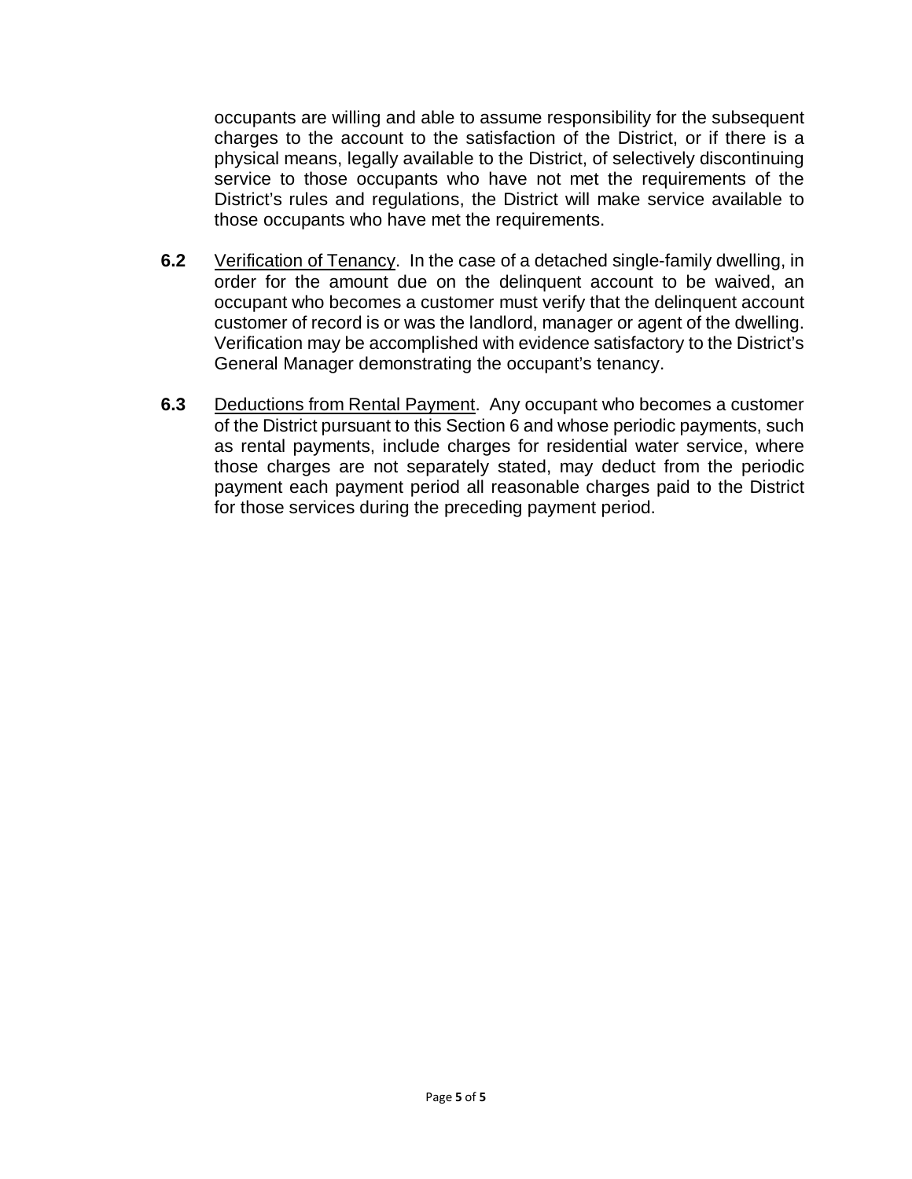occupants are willing and able to assume responsibility for the subsequent charges to the account to the satisfaction of the District, or if there is a physical means, legally available to the District, of selectively discontinuing service to those occupants who have not met the requirements of the District's rules and regulations, the District will make service available to those occupants who have met the requirements.

**6.2** Verification of Tenancy. In the case of a detached single-family dwelling, in order for the amount due on the delinquent account to be waived, an occupant who becomes a customer must verify that the delinquent account customer of record is or was the landlord, manager or agent of the dwelling. Verification may be accomplished with evidence satisfactory to the District's General Manager demonstrating the occupant's tenancy.

**6.3** Deductions from Rental Payment. Any occupant who becomes a customer of the District pursuant to this Section 6 and whose periodic payments, such as rental payments, include charges for residential water service, where those charges are not separately stated, may deduct from the periodic payment each payment period all reasonable charges paid to the District for those services during the preceding payment period.